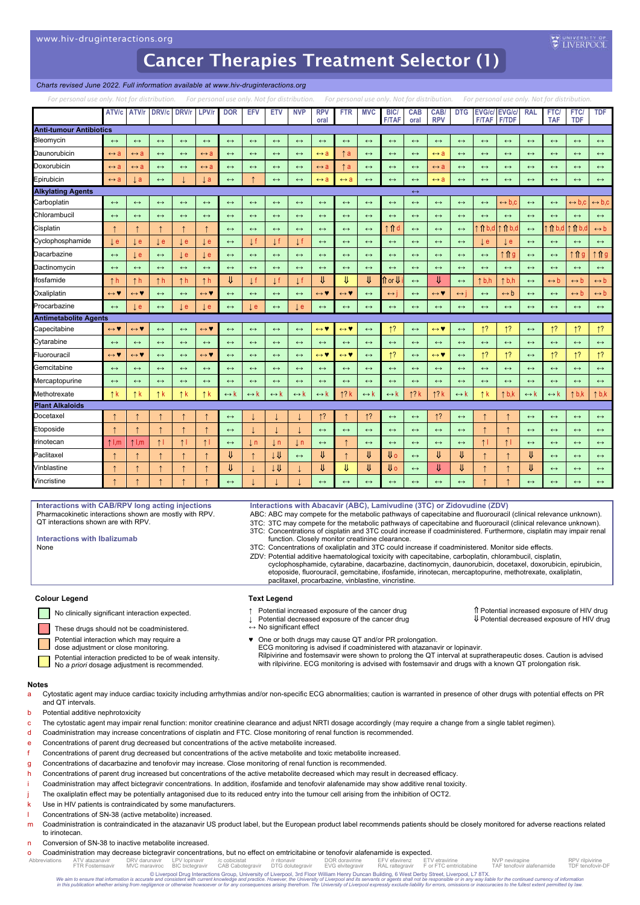www.hiv-druginteractions.org

# Cancer Therapies Treatment Selector (1)

*Charts revised June 2022. Full information available at www.hiv-druginteractions.org*

For personal use only. Not for distribution.

| | ATV/c | ATV/r | DRV/c | DRV/r | LPV/r | DOR | EFV | ETV | NVP | RPV oral | FTR | MVC | BIC/ F/TAF | CAB oral | CAB/ RPV | DTG | EVG/c/ F/TAF | EVG/c/ F/TDF | RAL | FTC/ TAF | FTC/ TDF | TDF |
|---|---|---|---|---|---|---|---|---|---|---|---|---|---|---|---|---|---|---|---|---|---|---|
| **Anti-tumour Antibiotics** | | | | | | | | | | | | | | | | | | | | | | |
| Bleomycin | ↔ | ↔ | ↔ | ↔ | ↔ | ↔ | ↔ | ↔ | ↔ | ↔ | ↔ | ↔ | ↔ | ↔ | ↔ | ↔ | ↔ | ↔ | ↔ | ↔ | ↔ | ↔ |
| Daunorubicin | ↔ a | ↔ a | ↔ | ↔ | ↔ a | ↔ | ↔ | ↔ | ↔ | ↔ a | ↑ a | ↔ | ↔ | ↔ | ↔ a | ↔ | ↔ | ↔ | ↔ | ↔ | ↔ | ↔ |
| Doxorubicin | ↔ a | ↔ a | ↔ | ↔ | ↔ a | ↔ | ↔ | ↔ | ↔ | ↔ a | ↑ a | ↔ | ↔ | ↔ | ↔ a | ↔ | ↔ | ↔ | ↔ | ↔ | ↔ | ↔ |
| Epirubicin | ↔ a | ↓ a | ↔ | ↓ | ↓ a | ↔ | ↑ | ↔ | ↔ | ↔ a | ↔ a | ↔ | ↔ | ↔ | ↔ a | ↔ | ↔ | ↔ | ↔ | ↔ | ↔ | ↔ |
| **Alkylating Agents** | | | | | | | | | | | | | | ↔ | | | | | | | | |
| Carboplatin | ↔ | ↔ | ↔ | ↔ | ↔ | ↔ | ↔ | ↔ | ↔ | ↔ | ↔ | ↔ | ↔ | ↔ | ↔ | ↔ | ↔ | ↔ b,c | ↔ | ↔ | ↔ b,c | ↔ b,c |
| Chlorambucil | ↔ | ↔ | ↔ | ↔ | ↔ | ↔ | ↔ | ↔ | ↔ | ↔ | ↔ | ↔ | ↔ | ↔ | ↔ | ↔ | ↔ | ↔ | ↔ | ↔ | ↔ | ↔ |
| Cisplatin | ↑ | ↑ | ↑ | ↑ | ↑ | ↔ | ↔ | ↔ | ↔ | ↔ | ↔ | ↔ | ↑⇑ d | ↔ | ↔ | ↔ | ↑⇑ b,d | ↑⇑ b,d | ↔ | ↑⇑ b,d | ↑⇑ b,d | ↔ b |
| Cyclophosphamide | ↓ e | ↓ e | ↓ e | ↓ e | ↓ e | ↔ | ↓ f | ↓ f | ↓ f | ↔ | ↔ | ↔ | ↔ | ↔ | ↔ | ↔ | ↓ e | ↓ e | ↔ | ↔ | ↔ | ↔ |
| Dacarbazine | ↔ | ↓ e | ↔ | ↓ e | ↓ e | ↔ | ↔ | ↔ | ↔ | ↔ | ↔ | ↔ | ↔ | ↔ | ↔ | ↔ | ↔ | ↑⇑ g | ↔ | ↔ | ↑⇑ g | ↑⇑ g |
| Dactinomycin | ↔ | ↔ | ↔ | ↔ | ↔ | ↔ | ↔ | ↔ | ↔ | ↔ | ↔ | ↔ | ↔ | ↔ | ↔ | ↔ | ↔ | ↔ | ↔ | ↔ | ↔ | ↔ |
| Ifosfamide | ↑ h | ↑ h | ↑ h | ↑ h | ↑ h | ⇓ | ↓ f | ↓ f | ↓ f | ⇓ | ⇓ | ⇓ | ⇑ or ⇓ i | ↔ | ⇓ | ↔ | ↑ b,h | ↑ b,h | ↔ | ↔ b | ↔ b | ↔ b |
| Oxaliplatin | ↔ ♥ | ↔ ♥ | ↔ | ↔ | ↔ ♥ | ↔ | ↔ | ↔ | ↔ | ↔ ♥ | ↔ ♥ | ↔ | ↔ j | ↔ | ↔ ♥ | ↔ j | ↔ | ↔ b | ↔ | ↔ | ↔ b | ↔ b |
| Procarbazine | ↔ | ↓ e | ↔ | ↓ e | ↓ e | ↔ | ↓ e | ↔ | ↓ e | ↔ | ↔ | ↔ | ↔ | ↔ | ↔ | ↔ | ↔ | ↔ | ↔ | ↔ | ↔ | ↔ |
| **Antimetabolite Agents** | | | | | | | | | | | | | | | | | | | | | | |
| Capecitabine | ↔ ♥ | ↔ ♥ | ↔ | ↔ | ↔ ♥ | ↔ | ↔ | ↔ | ↔ | ↔ ♥ | ↔ ♥ | ↔ | ↑? | ↔ | ↔ ♥ | ↔ | ↑? | ↑? | ↔ | ↑? | ↑? | ↑? |
| Cytarabine | ↔ | ↔ | ↔ | ↔ | ↔ | ↔ | ↔ | ↔ | ↔ | ↔ | ↔ | ↔ | ↔ | ↔ | ↔ | ↔ | ↔ | ↔ | ↔ | ↔ | ↔ | ↔ |
| Fluorouracil | ↔ ♥ | ↔ ♥ | ↔ | ↔ | ↔ ♥ | ↔ | ↔ | ↔ | ↔ | ↔ ♥ | ↔ ♥ | ↔ | ↑? | ↔ | ↔ ♥ | ↔ | ↑? | ↑? | ↔ | ↑? | ↑? | ↑? |
| Gemcitabine | ↔ | ↔ | ↔ | ↔ | ↔ | ↔ | ↔ | ↔ | ↔ | ↔ | ↔ | ↔ | ↔ | ↔ | ↔ | ↔ | ↔ | ↔ | ↔ | ↔ | ↔ | ↔ |
| Mercaptopurine | ↔ | ↔ | ↔ | ↔ | ↔ | ↔ | ↔ | ↔ | ↔ | ↔ | ↔ | ↔ | ↔ | ↔ | ↔ | ↔ | ↔ | ↔ | ↔ | ↔ | ↔ | ↔ |
| Methotrexate | ↑ k | ↑ k | ↑ k | ↑ k | ↑ k | ↔ k | ↔ k | ↔ k | ↔ k | ↔ k | ↑? k | ↔ k | ↔ k | ↑? k | ↑? k | ↔ k | ↑ k | ↑ b,k | ↔ k | ↔ k | ↑ b,k | ↑ b,k |
| **Plant Alkaloids** | | | | | | | | | | | | | | | | | | | | | | |
| Docetaxel | ↑ | ↑ | ↑ | ↑ | ↑ | ↔ | ↓ | ↓ | ↓ | ↑? | ↑ | ↑? | ↔ | ↔ | ↑? | ↔ | ↑ | ↑ | ↔ | ↔ | ↔ | ↔ |
| Etoposide | ↑ | ↑ | ↑ | ↑ | ↑ | ↔ | ↓ | ↓ | ↓ | ↔ | ↔ | ↔ | ↔ | ↔ | ↔ | ↔ | ↑ | ↑ | ↔ | ↔ | ↔ | ↔ |
| Irinotecan | ↑ l,m | ↑ l,m | ↑ l | ↑ l | ↑ l | ↔ | ↓ n | ↓ n | ↓ n | ↔ | ↑ | ↔ | ↔ | ↔ | ↔ | ↔ | ↑ l | ↑ l | ↔ | ↔ | ↔ | ↔ |
| Paclitaxel | ↑ | ↑ | ↑ | ↑ | ↑ | ⇓ | ↑ | ↓⇓ | ↓ | ⇓ | ↑ | ⇓ | ⇓ o | ↔ | ⇓ | ⇓ | ↑ | ↑ | ⇓ | ↔ | ↔ | ↔ |
| Vinblastine | ↑ | ↑ | ↑ | ↑ | ↑ | ⇓ | ↓ | ↓⇓ | ↓ | ⇓ | ⇓ | ⇓ | ⇓ o | ↔ | ⇓ | ⇓ | ↑ | ↑ | ⇓ | ↔ | ↔ | ↔ |
| Vincristine | ↑ | ↑ | ↑ | ↑ | ↑ | ↔ | ↓ | ↓ | ↓ | ↔ | ↔ | ↔ | ↔ | ↔ | ↔ | ↔ | ↑ | ↑ | ↔ | ↔ | ↔ | ↔ |

**Interactions with CAB/RPV long acting injections**
Pharmacokinetic interactions shown are mostly with RPV. QT interactions shown are with RPV.

**Interactions with Ibalizumab**
None

**Interactions with Abacavir (ABC), Lamivudine (3TC) or Zidovudine (ZDV)**
ABC: ABC may compete for the metabolic pathways of capecitabine and fluorouracil (clinical relevance unknown).
3TC: 3TC may compete for the metabolic pathways of capecitabine and fluorouracil (clinical relevance unknown).
3TC: Concentrations of cisplatin and 3TC could increase if coadministered. Furthermore, cisplatin may impair renal function. Closely monitor creatinine clearance.
3TC: Concentrations of oxaliplatin and 3TC could increase if coadministered. Monitor side effects.
ZDV: Potential additive haematological toxicity with capecitabine, carboplatin, chlorambucil, cisplatin, cyclophosphamide, cytarabine, dacarbazine, dactinomycin, daunorubicin, docetaxel, doxorubicin, epirubicin, etoposide, fluorouracil, gemcitabine, ifosfamide, irinotecan, mercaptopurine, methotrexate, oxaliplatin, paclitaxel, procarbazine, vinblastine, vincristine.

**Colour Legend**
- (green) No clinically significant interaction expected.
- (red) These drugs should not be coadministered.
- (amber) Potential interaction which may require a dose adjustment or close monitoring.
- (yellow) Potential interaction predicted to be of weak intensity. No *a priori* dosage adjustment is recommended.

**Text Legend**
- ↑ Potential increased exposure of the cancer drug
- ↓ Potential decreased exposure of the cancer drug
- ↔ No significant effect
- ⇑ Potential increased exposure of HIV drug
- ⇓ Potential decreased exposure of HIV drug
- ♥ One or both drugs may cause QT and/or PR prolongation. ECG monitoring is advised if coadministered with atazanavir or lopinavir. Rilpivirine and fostemsavir were shown to prolong the QT interval at supratherapeutic doses. Caution is advised with rilpivirine. ECG monitoring is advised with fostemsavir and drugs with a known QT prolongation risk.

**Notes**
- a Cytostatic agent may induce cardiac toxicity including arrhythmias and/or non-specific ECG abnormalities; caution is warranted in presence of other drugs with potential effects on PR and QT intervals.
- b Potential additive nephrotoxicity
- c The cytostatic agent may impair renal function: monitor creatinine clearance and adjust NRTI dosage accordingly (may require a change from a single tablet regimen).
- d Coadministration may increase concentrations of cisplatin and FTC. Close monitoring of renal function is recommended.
- e Concentrations of parent drug decreased but concentrations of the active metabolite increased.
- f Concentrations of parent drug decreased but concentrations of the active metabolite and toxic metabolite increased.
- g Concentrations of dacarbazine and tenofovir may increase. Close monitoring of renal function is recommended.
- h Concentrations of parent drug increased but concentrations of the active metabolite decreased which may result in decreased efficacy.
- i Coadministration may affect bictegravir concentrations. In addition, ifosfamide and tenofovir alafenamide may show additive renal toxicity.
- j The oxaliplatin effect may be potentially antagonised due to its reduced entry into the tumour cell arising from the inhibition of OCT2.
- k Use in HIV patients is contraindicated by some manufacturers.
- l Concentrations of SN-38 (active metabolite) increased.
- m Coadministration is contraindicated in the atazanavir US product label, but the European product label recommends patients should be closely monitored for adverse reactions related to irinotecan.
- n Conversion of SN-38 to inactive metabolite increased.
- o Coadministration may decrease bictegravir concentrations, but no effect on emtricitabine or tenofovir alafenamide is expected.

Abbreviations: ATV atazanavir, FTR Fostemsavir, DRV darunavir, MVC maraviroc, LPV lopinavir, BIC bictegravir, /c cobicistat, CAB Cabotegravir, /r ritonavir, DTG dolutegravir, DOR doravirine, EVG elvitegravir, EFV efavirenz, RAL raltegravir, ETV etravirine, F or FTC emtricitabine, NVP nevirapine, TAF tenofovir alafenamide, RPV rilpivirine, TDF tenofovir-DF

© Liverpool Drug Interactions Group, University of Liverpool, 3rd Floor William Henry Duncan Building, 6 West Derby Street, Liverpool, L7 8TX.
*We aim to ensure that information is accurate and consistent with current knowledge and practice. However, the University of Liverpool and its servants or agents shall not be responsible or in any way liable for the continued currency of information in this publication whether arising from negligence or otherwise howsoever or for any consequences arising therefrom. The University of Liverpool expressly exclude liability for errors, omissions or inaccuracies to the fullest extent permitted by law.*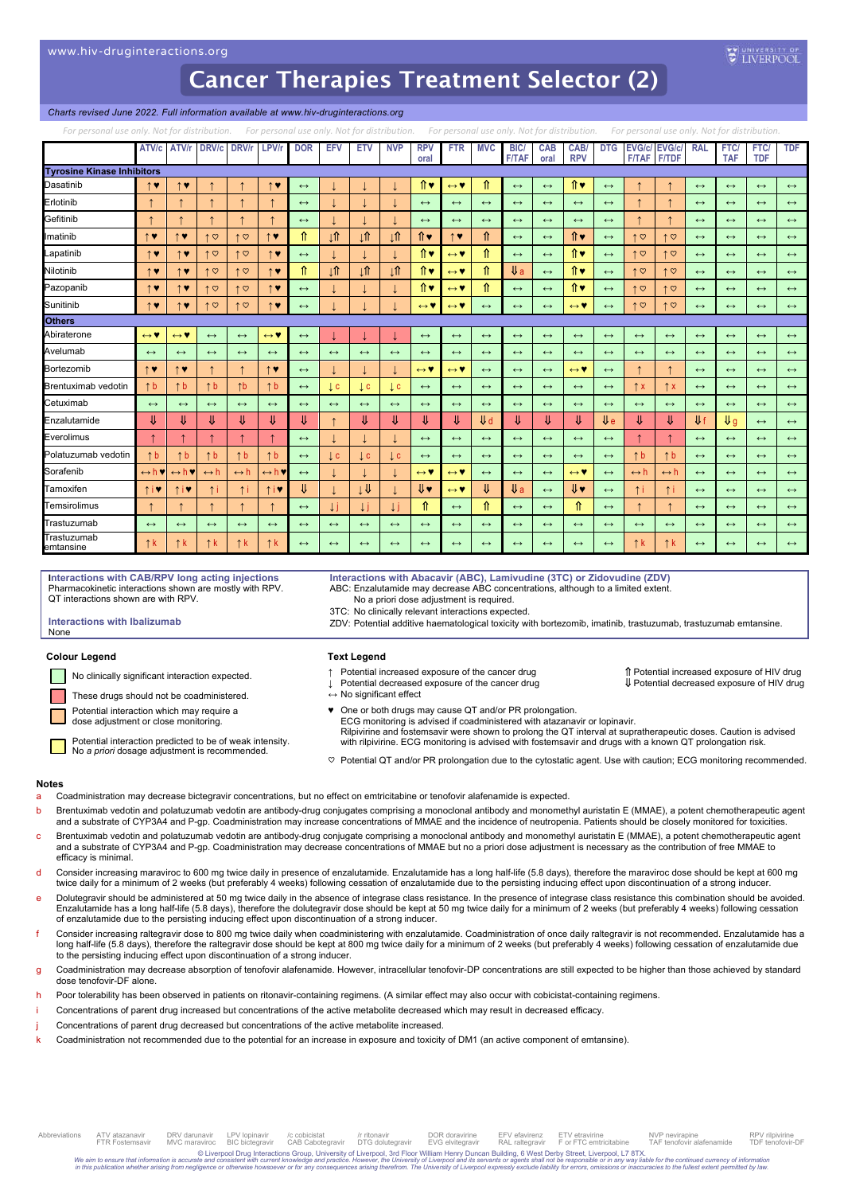www.hiv-druginteractions.org

# Cancer Therapies Treatment Selector (2)

*Charts revised June 2022. Full information available at www.hiv-druginteractions.org*

For personal use only. Not for distribution.

| | ATV/c | ATV/r | DRV/c | DRV/r | LPV/r | DOR | EFV | ETV | NVP | RPV oral | FTR | MVC | BIC/ F/TAF | CAB oral | CAB/ RPV | DTG | EVG/c/ F/TAF | EVG/c/ F/TDF | RAL | FTC/ TAF | FTC/ TDF | TDF |
|---|---|---|---|---|---|---|---|---|---|---|---|---|---|---|---|---|---|---|---|---|---|---|
| **Tyrosine Kinase Inhibitors** | | | | | | | | | | | | | | | | | | | | | | |
| Dasatinib | ↑♥ | ↑♥ | ↑ | ↑ | ↑♥ | ↔ | ↓ | ↓ | ↓ | ⇑♥ | ↔♥ | ⇑ | ↔ | ↔ | ⇑♥ | ↔ | ↑ | ↑ | ↔ | ↔ | ↔ | ↔ |
| Erlotinib | ↑ | ↑ | ↑ | ↑ | ↑ | ↔ | ↓ | ↓ | ↓ | ↔ | ↔ | ↔ | ↔ | ↔ | ↔ | ↔ | ↑ | ↑ | ↔ | ↔ | ↔ | ↔ |
| Gefitinib | ↑ | ↑ | ↑ | ↑ | ↑ | ↔ | ↓ | ↓ | ↓ | ↔ | ↔ | ↔ | ↔ | ↔ | ↔ | ↔ | ↑ | ↑ | ↔ | ↔ | ↔ | ↔ |
| Imatinib | ↑♥ | ↑♥ | ↑♡ | ↑♡ | ↑♥ | ⇑ | ↓⇑ | ↓⇑ | ↓⇑ | ⇑♥ | ↑♥ | ⇑ | ↔ | ↔ | ⇑♥ | ↔ | ↑♡ | ↑♡ | ↔ | ↔ | ↔ | ↔ |
| Lapatinib | ↑♥ | ↑♥ | ↑♡ | ↑♡ | ↑♥ | ↔ | ↓ | ↓ | ↓ | ⇑♥ | ↔♥ | ⇑ | ↔ | ↔ | ⇑♥ | ↔ | ↑♡ | ↑♡ | ↔ | ↔ | ↔ | ↔ |
| Nilotinib | ↑♥ | ↑♥ | ↑♡ | ↑♡ | ↑♥ | ⇑ | ↓⇑ | ↓⇑ | ↓⇑ | ⇑♥ | ↔♥ | ⇑ | ⇓a | ↔ | ⇑♥ | ↔ | ↑♡ | ↑♡ | ↔ | ↔ | ↔ | ↔ |
| Pazopanib | ↑♥ | ↑♥ | ↑♡ | ↑♡ | ↑♥ | ↔ | ↓ | ↓ | ↓ | ⇑♥ | ↔♥ | ⇑ | ↔ | ↔ | ⇑♥ | ↔ | ↑♡ | ↑♡ | ↔ | ↔ | ↔ | ↔ |
| Sunitinib | ↑♥ | ↑♥ | ↑♡ | ↑♡ | ↑♥ | ↔ | ↓ | ↓ | ↓ | ↔♥ | ↔♥ | ↔ | ↔ | ↔ | ↔♥ | ↔ | ↑♡ | ↑♡ | ↔ | ↔ | ↔ | ↔ |
| **Others** | | | | | | | | | | | | | | | | | | | | | | |
| Abiraterone | ↔♥ | ↔♥ | ↔ | ↔ | ↔♥ | ↔ | ↓ | ↓ | ↓ | ↔ | ↔ | ↔ | ↔ | ↔ | ↔ | ↔ | ↔ | ↔ | ↔ | ↔ | ↔ | ↔ |
| Avelumab | ↔ | ↔ | ↔ | ↔ | ↔ | ↔ | ↔ | ↔ | ↔ | ↔ | ↔ | ↔ | ↔ | ↔ | ↔ | ↔ | ↔ | ↔ | ↔ | ↔ | ↔ | ↔ |
| Bortezomib | ↑♥ | ↑♥ | ↑ | ↑ | ↑♥ | ↔ | ↓ | ↓ | ↓ | ↔♥ | ↔♥ | ↔ | ↔ | ↔ | ↔♥ | ↔ | ↑ | ↑ | ↔ | ↔ | ↔ | ↔ |
| Brentuximab vedotin | ↑b | ↑b | ↑b | ↑b | ↑b | ↔ | ↓c | ↓c | ↓c | ↔ | ↔ | ↔ | ↔ | ↔ | ↔ | ↔ | ↑x | ↑x | ↔ | ↔ | ↔ | ↔ |
| Cetuximab | ↔ | ↔ | ↔ | ↔ | ↔ | ↔ | ↔ | ↔ | ↔ | ↔ | ↔ | ↔ | ↔ | ↔ | ↔ | ↔ | ↔ | ↔ | ↔ | ↔ | ↔ | ↔ |
| Enzalutamide | ⇓ | ⇓ | ⇓ | ⇓ | ⇓ | ⇓ | ↑ | ⇓ | ⇓ | ⇓ | ⇓ | ⇓d | ⇓ | ⇓ | ⇓ | ⇓e | ⇓ | ⇓ | ⇓f | ⇓g | ↔ | ↔ |
| Everolimus | ↑ | ↑ | ↑ | ↑ | ↑ | ↔ | ↓ | ↓ | ↓ | ↔ | ↔ | ↔ | ↔ | ↔ | ↔ | ↔ | ↑ | ↑ | ↔ | ↔ | ↔ | ↔ |
| Polatuzumab vedotin | ↑b | ↑b | ↑b | ↑b | ↑b | ↔ | ↓c | ↓c | ↓c | ↔ | ↔ | ↔ | ↔ | ↔ | ↔ | ↔ | ↑b | ↑b | ↔ | ↔ | ↔ | ↔ |
| Sorafenib | ↔h♥ | ↔h♥ | ↔h | ↔h | ↔h♥ | ↔ | ↓ | ↓ | ↓ | ↔♥ | ↔♥ | ↔ | ↔ | ↔ | ↔♥ | ↔ | ↔h | ↔h | ↔ | ↔ | ↔ | ↔ |
| Tamoxifen | ↑i♥ | ↑i♥ | ↑i | ↑i | ↑i♥ | ⇓ | ↓ | ↓⇓ | ↓ | ⇓♥ | ↔♥ | ⇓ | ⇓a | ↔ | ⇓♥ | ↔ | ↑i | ↑i | ↔ | ↔ | ↔ | ↔ |
| Temsirolimus | ↑ | ↑ | ↑ | ↑ | ↑ | ↔ | ↓j | ↓j | ↓j | ⇑ | ↔ | ⇑ | ↔ | ↔ | ⇑ | ↔ | ↑ | ↑ | ↔ | ↔ | ↔ | ↔ |
| Trastuzumab | ↔ | ↔ | ↔ | ↔ | ↔ | ↔ | ↔ | ↔ | ↔ | ↔ | ↔ | ↔ | ↔ | ↔ | ↔ | ↔ | ↔ | ↔ | ↔ | ↔ | ↔ | ↔ |
| Trastuzumab emtansine | ↑k | ↑k | ↑k | ↑k | ↑k | ↔ | ↔ | ↔ | ↔ | ↔ | ↔ | ↔ | ↔ | ↔ | ↔ | ↔ | ↑k | ↑k | ↔ | ↔ | ↔ | ↔ |

**Interactions with CAB/RPV long acting injections**
Pharmacokinetic interactions shown are mostly with RPV.
QT interactions shown are with RPV.

**Interactions with Ibalizumab**
None

**Interactions with Abacavir (ABC), Lamivudine (3TC) or Zidovudine (ZDV)**
ABC: Enzalutamide may decrease ABC concentrations, although to a limited extent. No a priori dose adjustment is required.
3TC: No clinically relevant interactions expected.
ZDV: Potential additive haematological toxicity with bortezomib, imatinib, trastuzumab, trastuzumab emtansine.

### Colour Legend

- (Green) No clinically significant interaction expected.
- (Red) These drugs should not be coadministered.
- (Amber) Potential interaction which may require a dose adjustment or close monitoring.
- (Yellow) Potential interaction predicted to be of weak intensity. No *a priori* dosage adjustment is recommended.

### Text Legend

- ↑ Potential increased exposure of the cancer drug
- ↓ Potential decreased exposure of the cancer drug
- ↔ No significant effect
- ⇑ Potential increased exposure of HIV drug
- ⇓ Potential decreased exposure of HIV drug
- ♥ One or both drugs may cause QT and/or PR prolongation. ECG monitoring is advised if coadministered with atazanavir or lopinavir. Rilpivirine and fostemsavir were shown to prolong the QT interval at supratherapeutic doses. Caution is advised with rilpivirine. ECG monitoring is advised with fostemsavir and drugs with a known QT prolongation risk.
- ♡ Potential QT and/or PR prolongation due to the cytostatic agent. Use with caution; ECG monitoring recommended.

### Notes

- a Coadministration may decrease bictegravir concentrations, but no effect on emtricitabine or tenofovir alafenamide is expected.
- b Brentuximab vedotin and polatuzumab vedotin are antibody-drug conjugates comprising a monoclonal antibody and monomethyl auristatin E (MMAE), a potent chemotherapeutic agent and a substrate of CYP3A4 and P-gp. Coadministration may increase concentrations of MMAE and the incidence of neutropenia. Patients should be closely monitored for toxicities.
- c Brentuximab vedotin and polatuzumab vedotin are antibody-drug conjugate comprising a monoclonal antibody and monomethyl auristatin E (MMAE), a potent chemotherapeutic agent and a substrate of CYP3A4 and P-gp. Coadministration may decrease concentrations of MMAE but no a priori dose adjustment is necessary as the contribution of free MMAE to efficacy is minimal.
- d Consider increasing maraviroc to 600 mg twice daily in presence of enzalutamide. Enzalutamide has a long half-life (5.8 days), therefore the maraviroc dose should be kept at 600 mg twice daily for a minimum of 2 weeks (but preferably 4 weeks) following cessation of enzalutamide due to the persisting inducing effect upon discontinuation of a strong inducer.
- e Dolutegravir should be administered at 50 mg twice daily in the absence of integrase class resistance. In the presence of integrase class resistance this combination should be avoided. Enzalutamide has a long half-life (5.8 days), therefore the dolutegravir dose should be kept at 50 mg twice daily for a minimum of 2 weeks (but preferably 4 weeks) following cessation of enzalutamide due to the persisting inducing effect upon discontinuation of a strong inducer.
- f Consider increasing raltegravir dose to 800 mg twice daily when coadministering with enzalutamide. Coadministration of once daily raltegravir is not recommended. Enzalutamide has a long half-life (5.8 days), therefore the raltegravir dose should be kept at 800 mg twice daily for a minimum of 2 weeks (but preferably 4 weeks) following cessation of enzalutamide due to the persisting inducing effect upon discontinuation of a strong inducer.
- g Coadministration may decrease absorption of tenofovir alafenamide. However, intracellular tenofovir-DP concentrations are still expected to be higher than those achieved by standard dose tenofovir-DF alone.
- h Poor tolerability has been observed in patients on ritonavir-containing regimens. (A similar effect may also occur with cobicistat-containing regimens.
- i Concentrations of parent drug increased but concentrations of the active metabolite decreased which may result in decreased efficacy.
- j Concentrations of parent drug decreased but concentrations of the active metabolite increased.
- k Coadministration not recommended due to the potential for an increase in exposure and toxicity of DM1 (an active component of emtansine).

Abbreviations: ATV atazanavir, FTR Fostemsavir, DRV darunavir, MVC maraviroc, LPV lopinavir, BIC bictegravir, /c cobicistat, CAB Cabotegravir, /r ritonavir, DTG dolutegravir, DOR doravirine, EVG elvitegravir, EFV efavirenz, RAL raltegravir, ETV etravirine, F or FTC emtricitabine, NVP nevirapine, TAF tenofovir alafenamide, RPV rilpivirine, TDF tenofovir-DF

© Liverpool Drug Interactions Group, University of Liverpool, 3rd Floor William Henry Duncan Building, 6 West Derby Street, Liverpool, L7 8TX.
*We aim to ensure that information is accurate and consistent with current knowledge and practice. However, the University of Liverpool and its servants or agents shall not be responsible or in any way liable for the continued currency of information in this publication whether arising from negligence or otherwise howsoever or for any consequences arising therefrom. The University of Liverpool expressly exclude liability for errors, omissions or inaccuracies to the fullest extent permitted by law.*